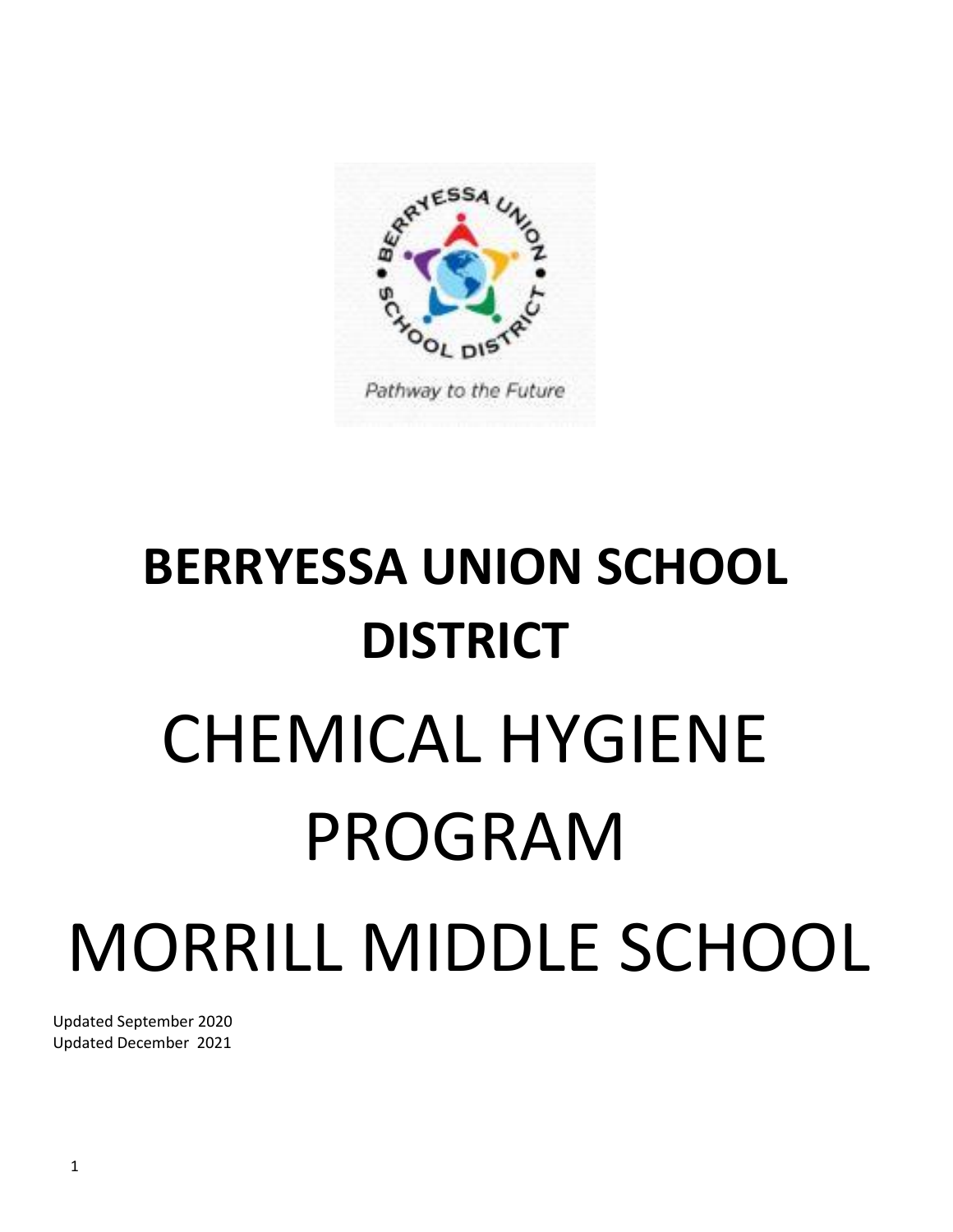# BERRYESSA UNION SCHOOL DISTRICT

# CHEMICAL HYGIENE PROGRAM

# MORRILL MIDDLE SCHOOL

Updated September 2020
Updated December 2021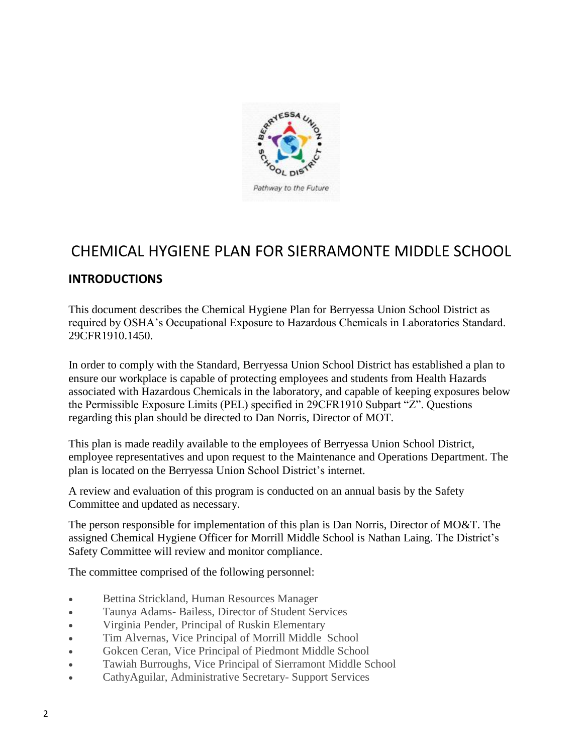# CHEMICAL HYGIENE PLAN FOR SIERRAMONTE MIDDLE SCHOOL

## INTRODUCTIONS

This document describes the Chemical Hygiene Plan for Berryessa Union School District as required by OSHA's Occupational Exposure to Hazardous Chemicals in Laboratories Standard. 29CFR1910.1450.

In order to comply with the Standard, Berryessa Union School District has established a plan to ensure our workplace is capable of protecting employees and students from Health Hazards associated with Hazardous Chemicals in the laboratory, and capable of keeping exposures below the Permissible Exposure Limits (PEL) specified in 29CFR1910 Subpart "Z". Questions regarding this plan should be directed to Dan Norris, Director of MOT.

This plan is made readily available to the employees of Berryessa Union School District, employee representatives and upon request to the Maintenance and Operations Department. The plan is located on the Berryessa Union School District's internet.

A review and evaluation of this program is conducted on an annual basis by the Safety Committee and updated as necessary.

The person responsible for implementation of this plan is Dan Norris, Director of MO&T. The assigned Chemical Hygiene Officer for Morrill Middle School is Nathan Laing. The District's Safety Committee will review and monitor compliance.

The committee comprised of the following personnel:

- Bettina Strickland, Human Resources Manager
- Taunya Adams- Bailess, Director of Student Services
- Virginia Pender, Principal of Ruskin Elementary
- Tim Alvernas, Vice Principal of Morrill Middle School
- Gokcen Ceran, Vice Principal of Piedmont Middle School
- Tawiah Burroughs, Vice Principal of Sierramont Middle School
- CathyAguilar, Administrative Secretary- Support Services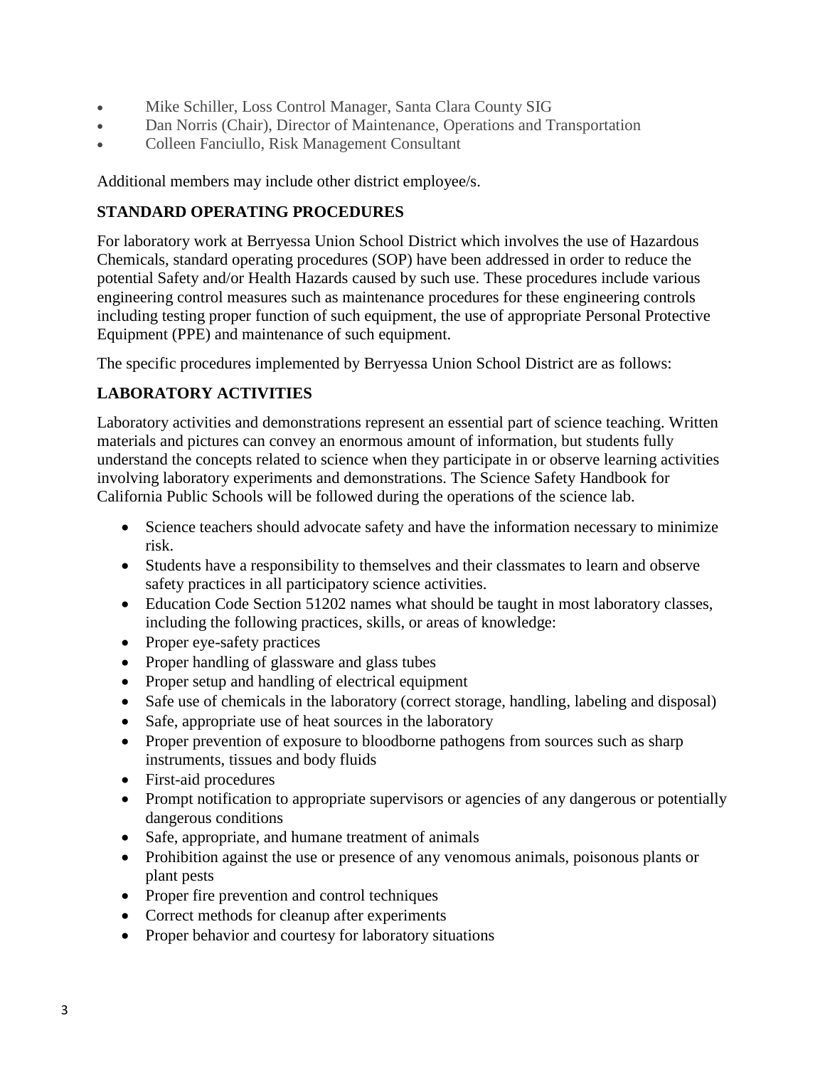- Mike Schiller, Loss Control Manager, Santa Clara County SIG
- Dan Norris (Chair), Director of Maintenance, Operations and Transportation
- Colleen Fanciullo, Risk Management Consultant

Additional members may include other district employee/s.

## STANDARD OPERATING PROCEDURES

For laboratory work at Berryessa Union School District which involves the use of Hazardous Chemicals, standard operating procedures (SOP) have been addressed in order to reduce the potential Safety and/or Health Hazards caused by such use. These procedures include various engineering control measures such as maintenance procedures for these engineering controls including testing proper function of such equipment, the use of appropriate Personal Protective Equipment (PPE) and maintenance of such equipment.

The specific procedures implemented by Berryessa Union School District are as follows:

## LABORATORY ACTIVITIES

Laboratory activities and demonstrations represent an essential part of science teaching. Written materials and pictures can convey an enormous amount of information, but students fully understand the concepts related to science when they participate in or observe learning activities involving laboratory experiments and demonstrations. The Science Safety Handbook for California Public Schools will be followed during the operations of the science lab.

- Science teachers should advocate safety and have the information necessary to minimize risk.
- Students have a responsibility to themselves and their classmates to learn and observe safety practices in all participatory science activities.
- Education Code Section 51202 names what should be taught in most laboratory classes, including the following practices, skills, or areas of knowledge:
- Proper eye-safety practices
- Proper handling of glassware and glass tubes
- Proper setup and handling of electrical equipment
- Safe use of chemicals in the laboratory (correct storage, handling, labeling and disposal)
- Safe, appropriate use of heat sources in the laboratory
- Proper prevention of exposure to bloodborne pathogens from sources such as sharp instruments, tissues and body fluids
- First-aid procedures
- Prompt notification to appropriate supervisors or agencies of any dangerous or potentially dangerous conditions
- Safe, appropriate, and humane treatment of animals
- Prohibition against the use or presence of any venomous animals, poisonous plants or plant pests
- Proper fire prevention and control techniques
- Correct methods for cleanup after experiments
- Proper behavior and courtesy for laboratory situations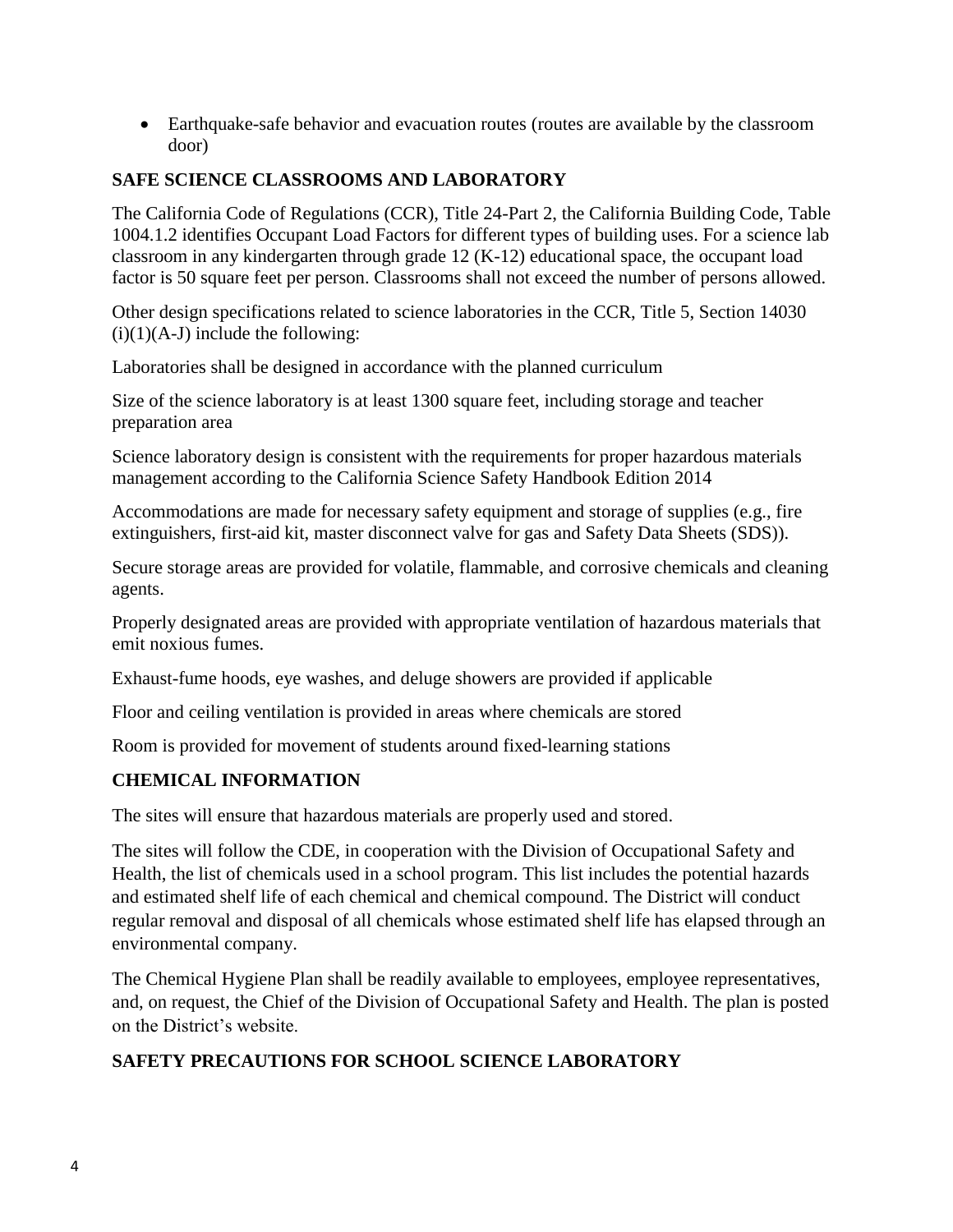- Earthquake-safe behavior and evacuation routes (routes are available by the classroom door)

## SAFE SCIENCE CLASSROOMS AND LABORATORY

The California Code of Regulations (CCR), Title 24-Part 2, the California Building Code, Table 1004.1.2 identifies Occupant Load Factors for different types of building uses. For a science lab classroom in any kindergarten through grade 12 (K-12) educational space, the occupant load factor is 50 square feet per person. Classrooms shall not exceed the number of persons allowed.

Other design specifications related to science laboratories in the CCR, Title 5, Section 14030 (i)(1)(A-J) include the following:

Laboratories shall be designed in accordance with the planned curriculum

Size of the science laboratory is at least 1300 square feet, including storage and teacher preparation area

Science laboratory design is consistent with the requirements for proper hazardous materials management according to the California Science Safety Handbook Edition 2014

Accommodations are made for necessary safety equipment and storage of supplies (e.g., fire extinguishers, first-aid kit, master disconnect valve for gas and Safety Data Sheets (SDS)).

Secure storage areas are provided for volatile, flammable, and corrosive chemicals and cleaning agents.

Properly designated areas are provided with appropriate ventilation of hazardous materials that emit noxious fumes.

Exhaust-fume hoods, eye washes, and deluge showers are provided if applicable

Floor and ceiling ventilation is provided in areas where chemicals are stored

Room is provided for movement of students around fixed-learning stations

## CHEMICAL INFORMATION

The sites will ensure that hazardous materials are properly used and stored.

The sites will follow the CDE, in cooperation with the Division of Occupational Safety and Health, the list of chemicals used in a school program. This list includes the potential hazards and estimated shelf life of each chemical and chemical compound. The District will conduct regular removal and disposal of all chemicals whose estimated shelf life has elapsed through an environmental company.

The Chemical Hygiene Plan shall be readily available to employees, employee representatives, and, on request, the Chief of the Division of Occupational Safety and Health. The plan is posted on the District's website.

## SAFETY PRECAUTIONS FOR SCHOOL SCIENCE LABORATORY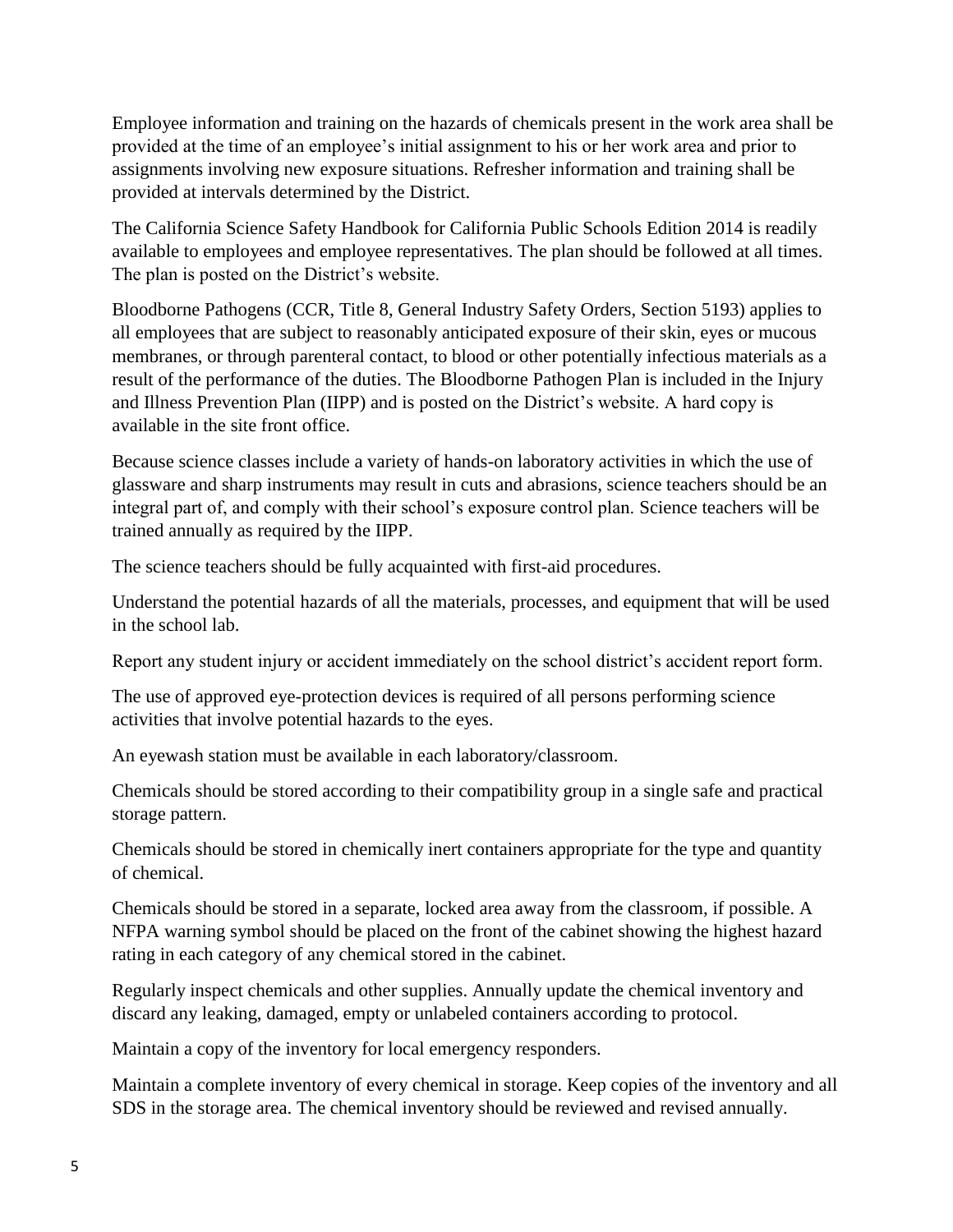Employee information and training on the hazards of chemicals present in the work area shall be provided at the time of an employee's initial assignment to his or her work area and prior to assignments involving new exposure situations. Refresher information and training shall be provided at intervals determined by the District.

The California Science Safety Handbook for California Public Schools Edition 2014 is readily available to employees and employee representatives. The plan should be followed at all times. The plan is posted on the District's website.

Bloodborne Pathogens (CCR, Title 8, General Industry Safety Orders, Section 5193) applies to all employees that are subject to reasonably anticipated exposure of their skin, eyes or mucous membranes, or through parenteral contact, to blood or other potentially infectious materials as a result of the performance of the duties. The Bloodborne Pathogen Plan is included in the Injury and Illness Prevention Plan (IIPP) and is posted on the District's website. A hard copy is available in the site front office.

Because science classes include a variety of hands-on laboratory activities in which the use of glassware and sharp instruments may result in cuts and abrasions, science teachers should be an integral part of, and comply with their school's exposure control plan. Science teachers will be trained annually as required by the IIPP.

The science teachers should be fully acquainted with first-aid procedures.

Understand the potential hazards of all the materials, processes, and equipment that will be used in the school lab.

Report any student injury or accident immediately on the school district's accident report form.

The use of approved eye-protection devices is required of all persons performing science activities that involve potential hazards to the eyes.

An eyewash station must be available in each laboratory/classroom.

Chemicals should be stored according to their compatibility group in a single safe and practical storage pattern.

Chemicals should be stored in chemically inert containers appropriate for the type and quantity of chemical.

Chemicals should be stored in a separate, locked area away from the classroom, if possible. A NFPA warning symbol should be placed on the front of the cabinet showing the highest hazard rating in each category of any chemical stored in the cabinet.

Regularly inspect chemicals and other supplies. Annually update the chemical inventory and discard any leaking, damaged, empty or unlabeled containers according to protocol.

Maintain a copy of the inventory for local emergency responders.

Maintain a complete inventory of every chemical in storage. Keep copies of the inventory and all SDS in the storage area. The chemical inventory should be reviewed and revised annually.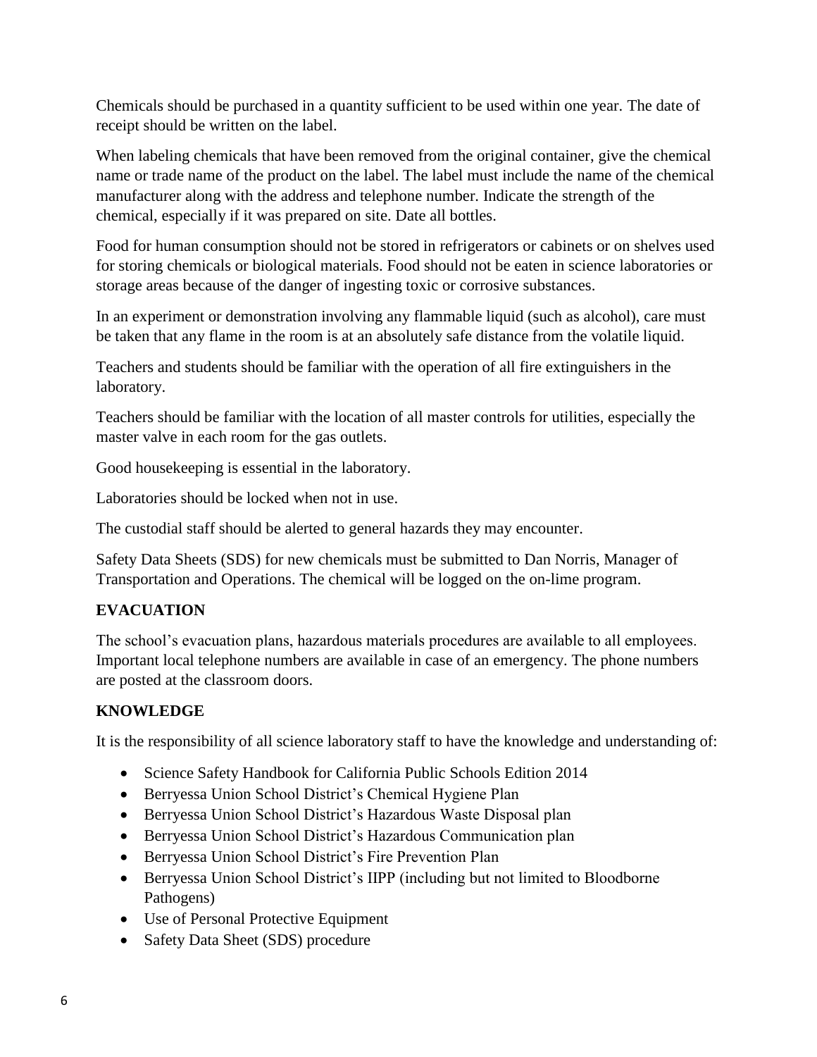Chemicals should be purchased in a quantity sufficient to be used within one year. The date of receipt should be written on the label.

When labeling chemicals that have been removed from the original container, give the chemical name or trade name of the product on the label. The label must include the name of the chemical manufacturer along with the address and telephone number. Indicate the strength of the chemical, especially if it was prepared on site. Date all bottles.

Food for human consumption should not be stored in refrigerators or cabinets or on shelves used for storing chemicals or biological materials. Food should not be eaten in science laboratories or storage areas because of the danger of ingesting toxic or corrosive substances.

In an experiment or demonstration involving any flammable liquid (such as alcohol), care must be taken that any flame in the room is at an absolutely safe distance from the volatile liquid.

Teachers and students should be familiar with the operation of all fire extinguishers in the laboratory.

Teachers should be familiar with the location of all master controls for utilities, especially the master valve in each room for the gas outlets.

Good housekeeping is essential in the laboratory.

Laboratories should be locked when not in use.

The custodial staff should be alerted to general hazards they may encounter.

Safety Data Sheets (SDS) for new chemicals must be submitted to Dan Norris, Manager of Transportation and Operations. The chemical will be logged on the on-lime program.

## EVACUATION

The school's evacuation plans, hazardous materials procedures are available to all employees. Important local telephone numbers are available in case of an emergency. The phone numbers are posted at the classroom doors.

## KNOWLEDGE

It is the responsibility of all science laboratory staff to have the knowledge and understanding of:

- Science Safety Handbook for California Public Schools Edition 2014
- Berryessa Union School District's Chemical Hygiene Plan
- Berryessa Union School District's Hazardous Waste Disposal plan
- Berryessa Union School District's Hazardous Communication plan
- Berryessa Union School District's Fire Prevention Plan
- Berryessa Union School District's IIPP (including but not limited to Bloodborne Pathogens)
- Use of Personal Protective Equipment
- Safety Data Sheet (SDS) procedure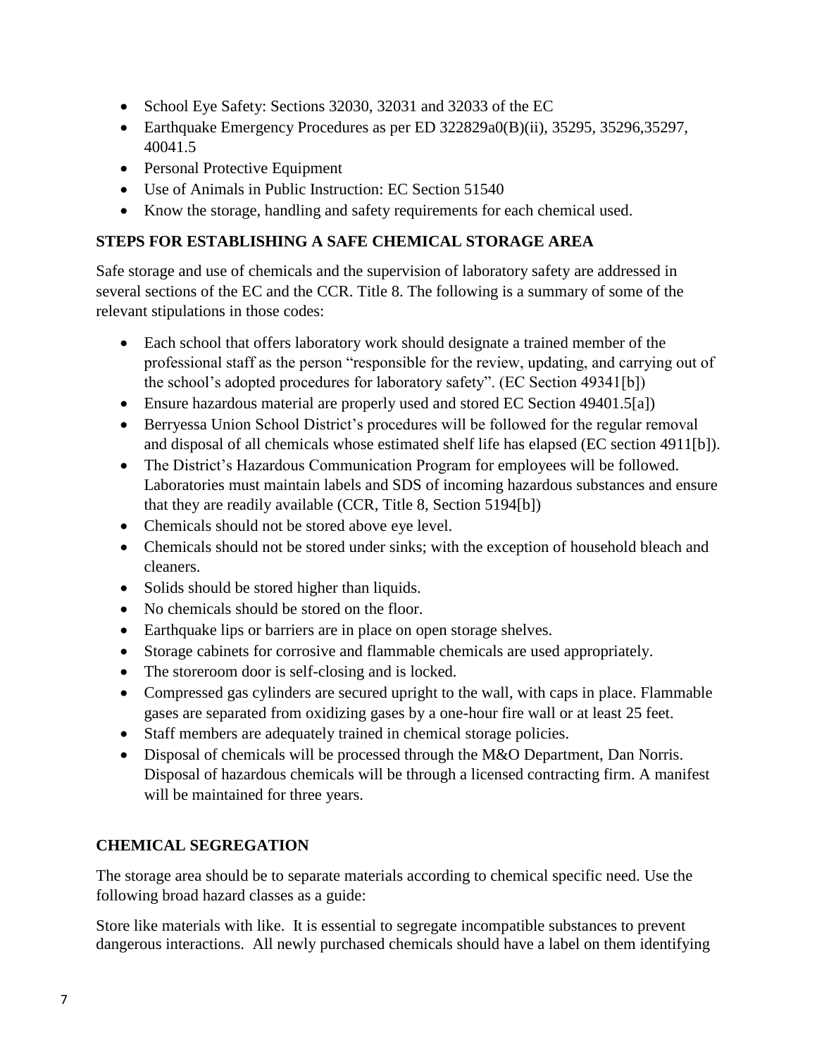- School Eye Safety: Sections 32030, 32031 and 32033 of the EC
- Earthquake Emergency Procedures as per ED 322829a0(B)(ii), 35295, 35296,35297, 40041.5
- Personal Protective Equipment
- Use of Animals in Public Instruction: EC Section 51540
- Know the storage, handling and safety requirements for each chemical used.

## STEPS FOR ESTABLISHING A SAFE CHEMICAL STORAGE AREA

Safe storage and use of chemicals and the supervision of laboratory safety are addressed in several sections of the EC and the CCR. Title 8. The following is a summary of some of the relevant stipulations in those codes:

- Each school that offers laboratory work should designate a trained member of the professional staff as the person "responsible for the review, updating, and carrying out of the school's adopted procedures for laboratory safety". (EC Section 49341[b])
- Ensure hazardous material are properly used and stored EC Section 49401.5[a])
- Berryessa Union School District's procedures will be followed for the regular removal and disposal of all chemicals whose estimated shelf life has elapsed (EC section 4911[b]).
- The District's Hazardous Communication Program for employees will be followed. Laboratories must maintain labels and SDS of incoming hazardous substances and ensure that they are readily available (CCR, Title 8, Section 5194[b])
- Chemicals should not be stored above eye level.
- Chemicals should not be stored under sinks; with the exception of household bleach and cleaners.
- Solids should be stored higher than liquids.
- No chemicals should be stored on the floor.
- Earthquake lips or barriers are in place on open storage shelves.
- Storage cabinets for corrosive and flammable chemicals are used appropriately.
- The storeroom door is self-closing and is locked.
- Compressed gas cylinders are secured upright to the wall, with caps in place. Flammable gases are separated from oxidizing gases by a one-hour fire wall or at least 25 feet.
- Staff members are adequately trained in chemical storage policies.
- Disposal of chemicals will be processed through the M&O Department, Dan Norris. Disposal of hazardous chemicals will be through a licensed contracting firm. A manifest will be maintained for three years.

## CHEMICAL SEGREGATION

The storage area should be to separate materials according to chemical specific need. Use the following broad hazard classes as a guide:

Store like materials with like. It is essential to segregate incompatible substances to prevent dangerous interactions. All newly purchased chemicals should have a label on them identifying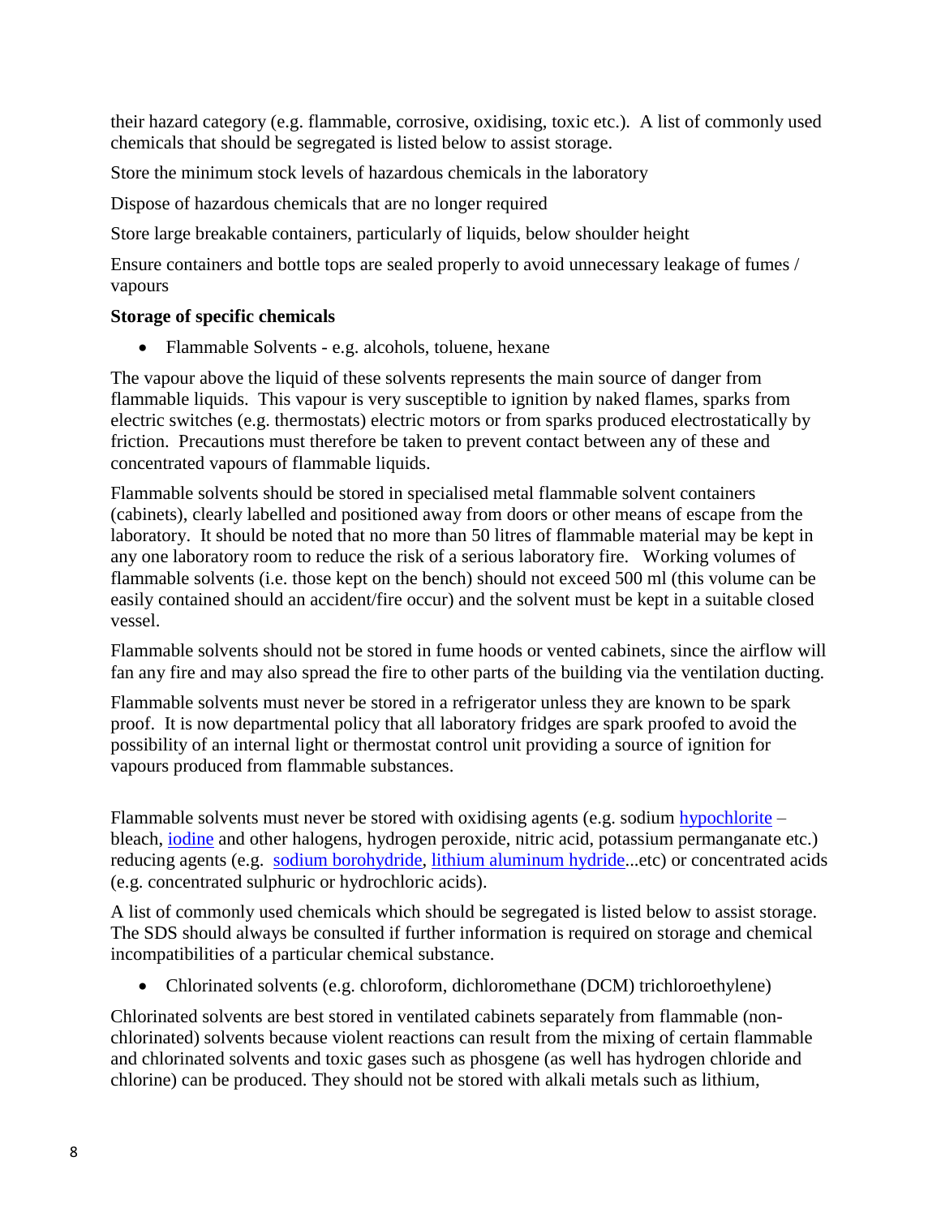their hazard category (e.g. flammable, corrosive, oxidising, toxic etc.). A list of commonly used chemicals that should be segregated is listed below to assist storage.

Store the minimum stock levels of hazardous chemicals in the laboratory

Dispose of hazardous chemicals that are no longer required

Store large breakable containers, particularly of liquids, below shoulder height

Ensure containers and bottle tops are sealed properly to avoid unnecessary leakage of fumes / vapours

**Storage of specific chemicals**

- Flammable Solvents - e.g. alcohols, toluene, hexane

The vapour above the liquid of these solvents represents the main source of danger from flammable liquids. This vapour is very susceptible to ignition by naked flames, sparks from electric switches (e.g. thermostats) electric motors or from sparks produced electrostatically by friction. Precautions must therefore be taken to prevent contact between any of these and concentrated vapours of flammable liquids.

Flammable solvents should be stored in specialised metal flammable solvent containers (cabinets), clearly labelled and positioned away from doors or other means of escape from the laboratory. It should be noted that no more than 50 litres of flammable material may be kept in any one laboratory room to reduce the risk of a serious laboratory fire. Working volumes of flammable solvents (i.e. those kept on the bench) should not exceed 500 ml (this volume can be easily contained should an accident/fire occur) and the solvent must be kept in a suitable closed vessel.

Flammable solvents should not be stored in fume hoods or vented cabinets, since the airflow will fan any fire and may also spread the fire to other parts of the building via the ventilation ducting.

Flammable solvents must never be stored in a refrigerator unless they are known to be spark proof. It is now departmental policy that all laboratory fridges are spark proofed to avoid the possibility of an internal light or thermostat control unit providing a source of ignition for vapours produced from flammable substances.

Flammable solvents must never be stored with oxidising agents (e.g. sodium hypochlorite – bleach, iodine and other halogens, hydrogen peroxide, nitric acid, potassium permanganate etc.) reducing agents (e.g. sodium borohydride, lithium aluminum hydride...etc) or concentrated acids (e.g. concentrated sulphuric or hydrochloric acids).

A list of commonly used chemicals which should be segregated is listed below to assist storage. The SDS should always be consulted if further information is required on storage and chemical incompatibilities of a particular chemical substance.

- Chlorinated solvents (e.g. chloroform, dichloromethane (DCM) trichloroethylene)

Chlorinated solvents are best stored in ventilated cabinets separately from flammable (non-chlorinated) solvents because violent reactions can result from the mixing of certain flammable and chlorinated solvents and toxic gases such as phosgene (as well has hydrogen chloride and chlorine) can be produced. They should not be stored with alkali metals such as lithium,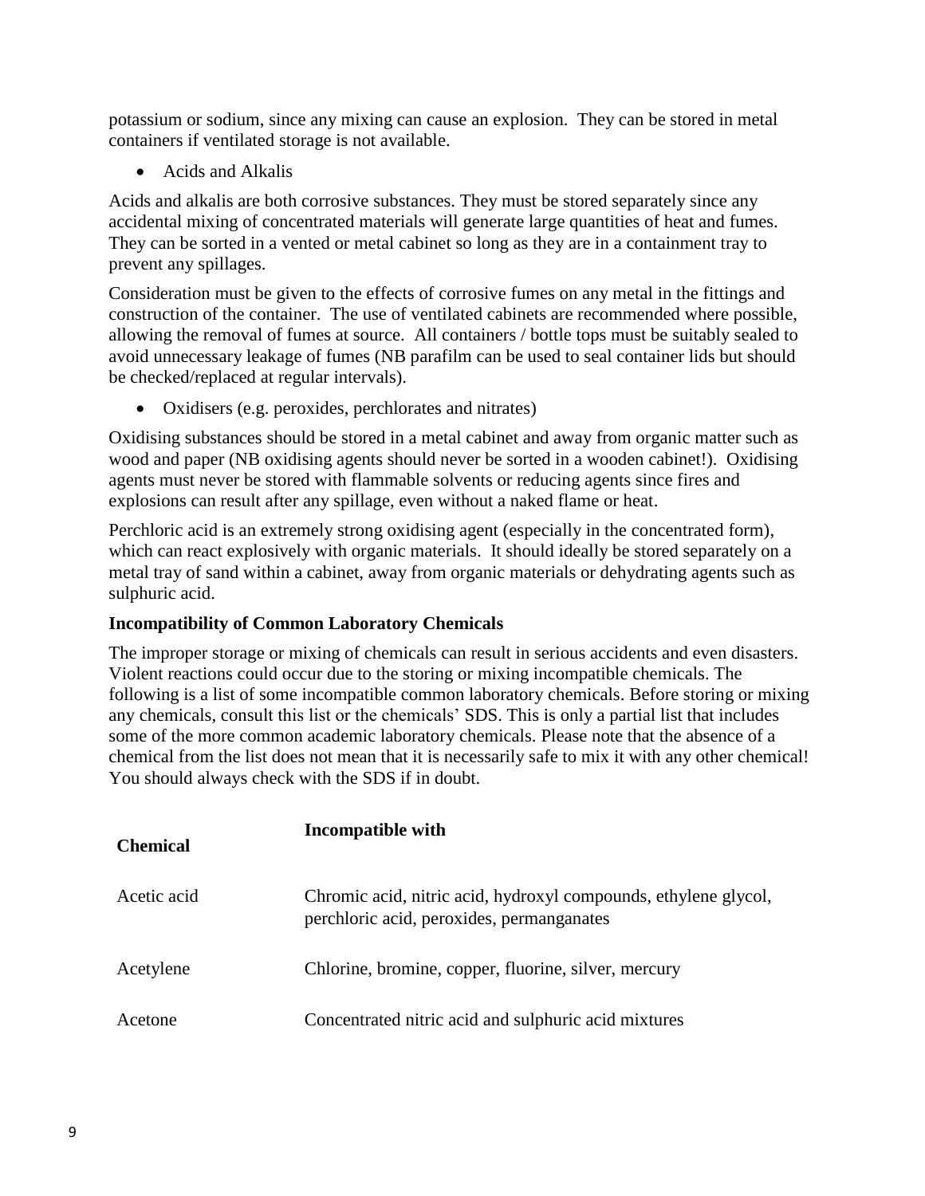potassium or sodium, since any mixing can cause an explosion. They can be stored in metal containers if ventilated storage is not available.

- Acids and Alkalis

Acids and alkalis are both corrosive substances. They must be stored separately since any accidental mixing of concentrated materials will generate large quantities of heat and fumes. They can be sorted in a vented or metal cabinet so long as they are in a containment tray to prevent any spillages.

Consideration must be given to the effects of corrosive fumes on any metal in the fittings and construction of the container. The use of ventilated cabinets are recommended where possible, allowing the removal of fumes at source. All containers / bottle tops must be suitably sealed to avoid unnecessary leakage of fumes (NB parafilm can be used to seal container lids but should be checked/replaced at regular intervals).

- Oxidisers (e.g. peroxides, perchlorates and nitrates)

Oxidising substances should be stored in a metal cabinet and away from organic matter such as wood and paper (NB oxidising agents should never be sorted in a wooden cabinet!). Oxidising agents must never be stored with flammable solvents or reducing agents since fires and explosions can result after any spillage, even without a naked flame or heat.

Perchloric acid is an extremely strong oxidising agent (especially in the concentrated form), which can react explosively with organic materials. It should ideally be stored separately on a metal tray of sand within a cabinet, away from organic materials or dehydrating agents such as sulphuric acid.

**Incompatibility of Common Laboratory Chemicals**

The improper storage or mixing of chemicals can result in serious accidents and even disasters. Violent reactions could occur due to the storing or mixing incompatible chemicals. The following is a list of some incompatible common laboratory chemicals. Before storing or mixing any chemicals, consult this list or the chemicals' SDS. This is only a partial list that includes some of the more common academic laboratory chemicals. Please note that the absence of a chemical from the list does not mean that it is necessarily safe to mix it with any other chemical! You should always check with the SDS if in doubt.

| **Chemical** | **Incompatible with** |
|---|---|
| Acetic acid | Chromic acid, nitric acid, hydroxyl compounds, ethylene glycol, perchloric acid, peroxides, permanganates |
| Acetylene | Chlorine, bromine, copper, fluorine, silver, mercury |
| Acetone | Concentrated nitric acid and sulphuric acid mixtures |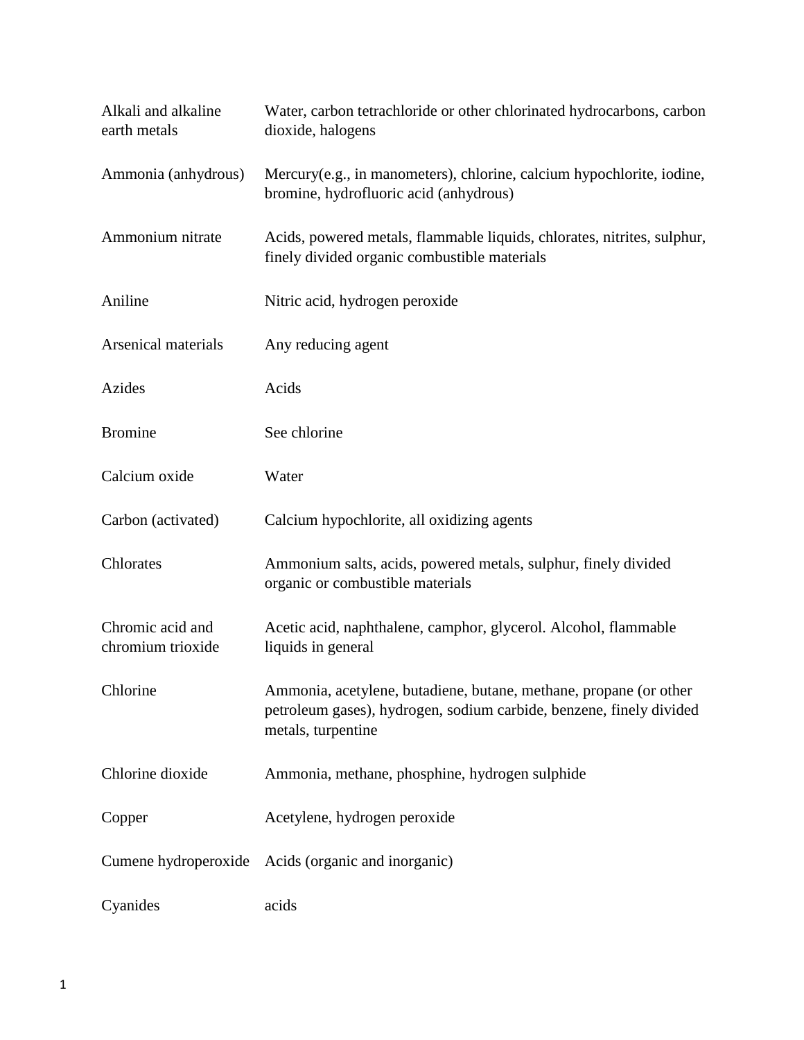| | |
|---|---|
| Alkali and alkaline earth metals | Water, carbon tetrachloride or other chlorinated hydrocarbons, carbon dioxide, halogens |
| Ammonia (anhydrous) | Mercury(e.g., in manometers), chlorine, calcium hypochlorite, iodine, bromine, hydrofluoric acid (anhydrous) |
| Ammonium nitrate | Acids, powered metals, flammable liquids, chlorates, nitrites, sulphur, finely divided organic combustible materials |
| Aniline | Nitric acid, hydrogen peroxide |
| Arsenical materials | Any reducing agent |
| Azides | Acids |
| Bromine | See chlorine |
| Calcium oxide | Water |
| Carbon (activated) | Calcium hypochlorite, all oxidizing agents |
| Chlorates | Ammonium salts, acids, powered metals, sulphur, finely divided organic or combustible materials |
| Chromic acid and chromium trioxide | Acetic acid, naphthalene, camphor, glycerol. Alcohol, flammable liquids in general |
| Chlorine | Ammonia, acetylene, butadiene, butane, methane, propane (or other petroleum gases), hydrogen, sodium carbide, benzene, finely divided metals, turpentine |
| Chlorine dioxide | Ammonia, methane, phosphine, hydrogen sulphide |
| Copper | Acetylene, hydrogen peroxide |
| Cumene hydroperoxide | Acids (organic and inorganic) |
| Cyanides | acids |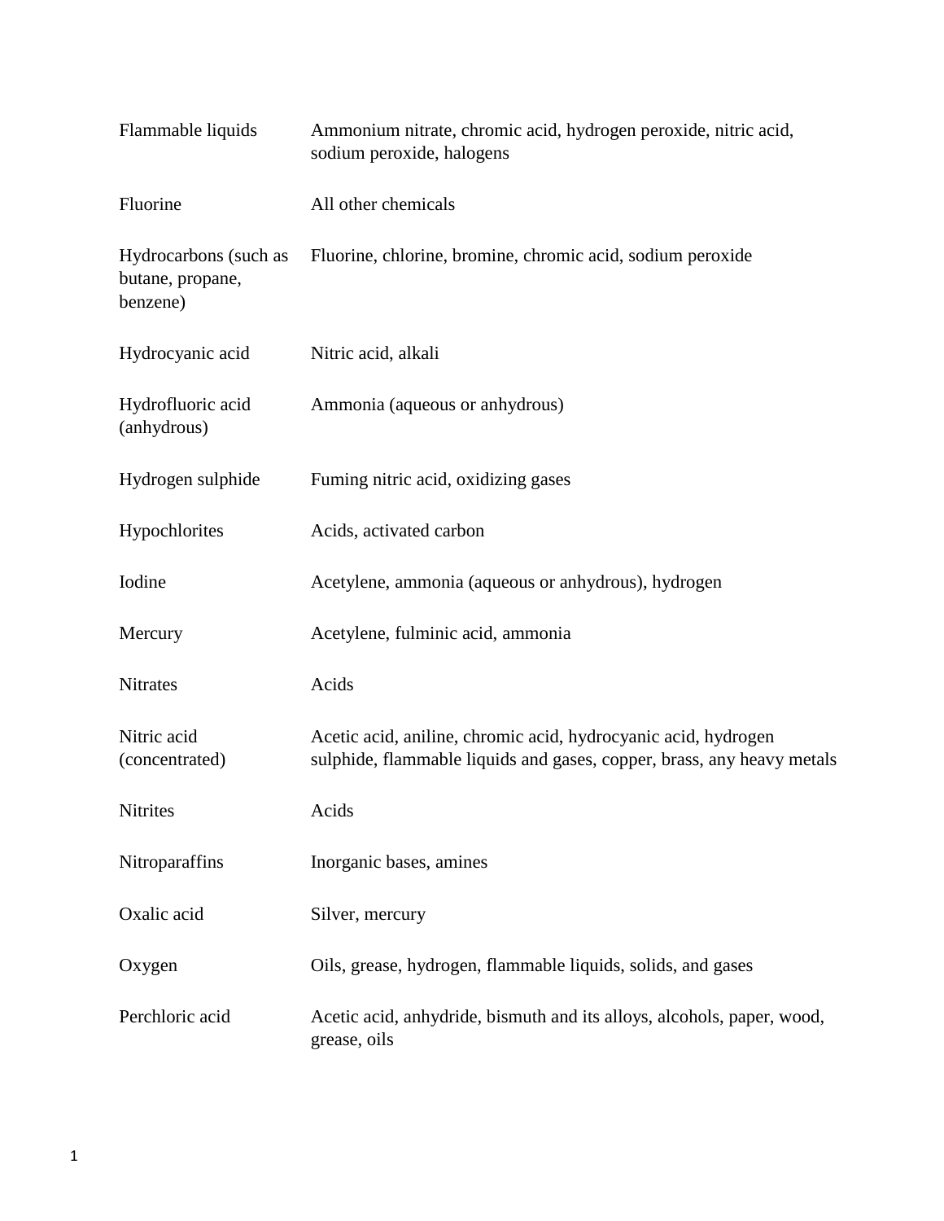| | |
|---|---|
| Flammable liquids | Ammonium nitrate, chromic acid, hydrogen peroxide, nitric acid, sodium peroxide, halogens |
| Fluorine | All other chemicals |
| Hydrocarbons (such as butane, propane, benzene) | Fluorine, chlorine, bromine, chromic acid, sodium peroxide |
| Hydrocyanic acid | Nitric acid, alkali |
| Hydrofluoric acid (anhydrous) | Ammonia (aqueous or anhydrous) |
| Hydrogen sulphide | Fuming nitric acid, oxidizing gases |
| Hypochlorites | Acids, activated carbon |
| Iodine | Acetylene, ammonia (aqueous or anhydrous), hydrogen |
| Mercury | Acetylene, fulminic acid, ammonia |
| Nitrates | Acids |
| Nitric acid (concentrated) | Acetic acid, aniline, chromic acid, hydrocyanic acid, hydrogen sulphide, flammable liquids and gases, copper, brass, any heavy metals |
| Nitrites | Acids |
| Nitroparaffins | Inorganic bases, amines |
| Oxalic acid | Silver, mercury |
| Oxygen | Oils, grease, hydrogen, flammable liquids, solids, and gases |
| Perchloric acid | Acetic acid, anhydride, bismuth and its alloys, alcohols, paper, wood, grease, oils |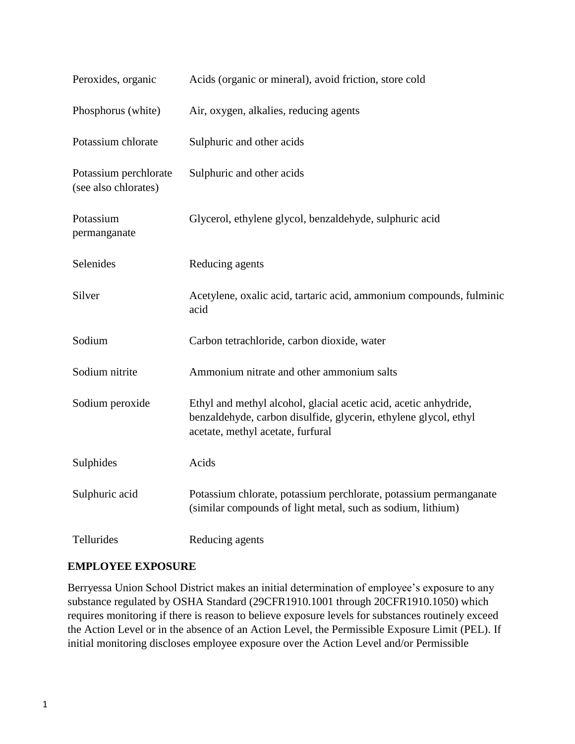| | |
|---|---|
| Peroxides, organic | Acids (organic or mineral), avoid friction, store cold |
| Phosphorus (white) | Air, oxygen, alkalies, reducing agents |
| Potassium chlorate | Sulphuric and other acids |
| Potassium perchlorate (see also chlorates) | Sulphuric and other acids |
| Potassium permanganate | Glycerol, ethylene glycol, benzaldehyde, sulphuric acid |
| Selenides | Reducing agents |
| Silver | Acetylene, oxalic acid, tartaric acid, ammonium compounds, fulminic acid |
| Sodium | Carbon tetrachloride, carbon dioxide, water |
| Sodium nitrite | Ammonium nitrate and other ammonium salts |
| Sodium peroxide | Ethyl and methyl alcohol, glacial acetic acid, acetic anhydride, benzaldehyde, carbon disulfide, glycerin, ethylene glycol, ethyl acetate, methyl acetate, furfural |
| Sulphides | Acids |
| Sulphuric acid | Potassium chlorate, potassium perchlorate, potassium permanganate (similar compounds of light metal, such as sodium, lithium) |
| Tellurides | Reducing agents |

**EMPLOYEE EXPOSURE**

Berryessa Union School District makes an initial determination of employee's exposure to any substance regulated by OSHA Standard (29CFR1910.1001 through 20CFR1910.1050) which requires monitoring if there is reason to believe exposure levels for substances routinely exceed the Action Level or in the absence of an Action Level, the Permissible Exposure Limit (PEL). If initial monitoring discloses employee exposure over the Action Level and/or Permissible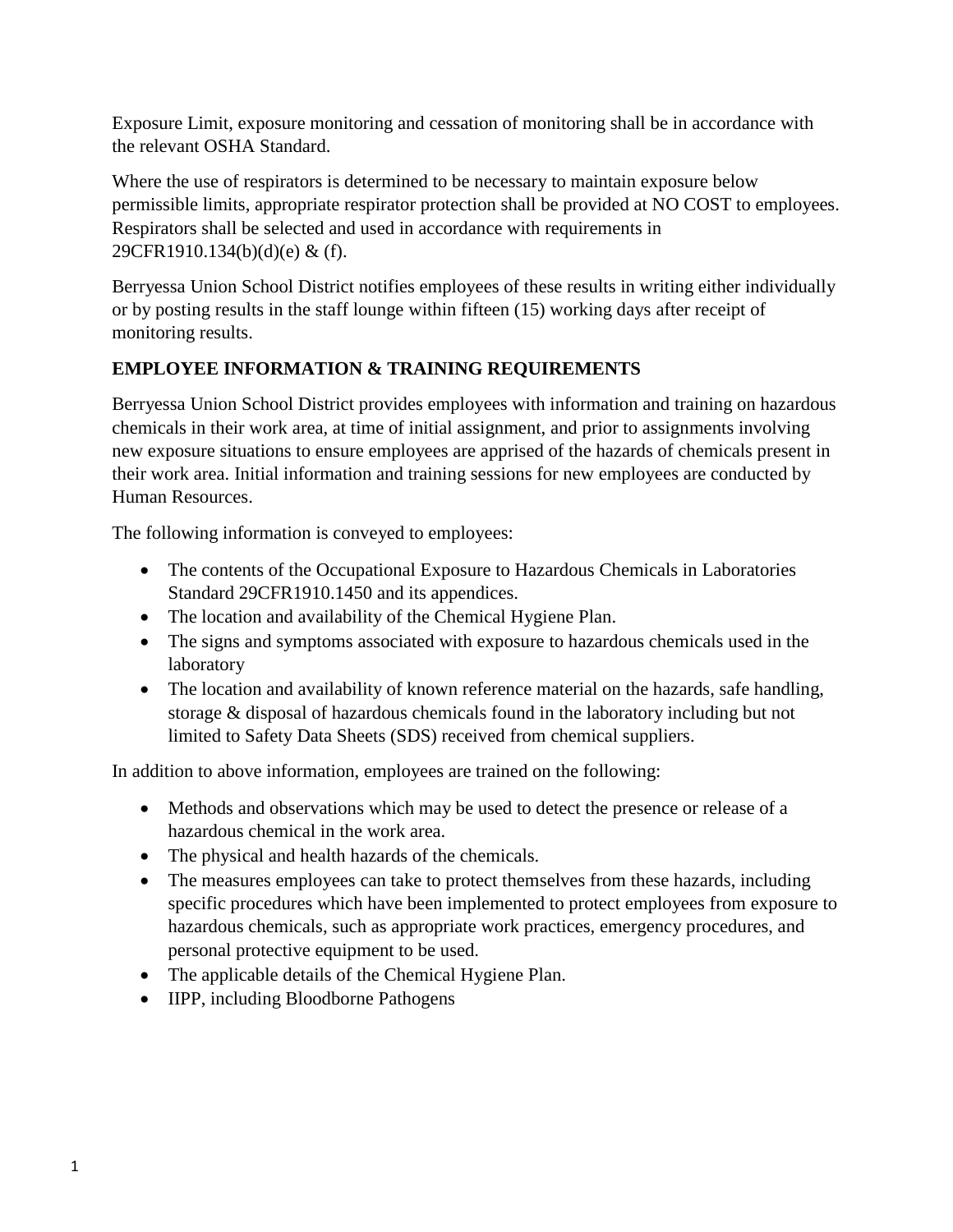Exposure Limit, exposure monitoring and cessation of monitoring shall be in accordance with the relevant OSHA Standard.

Where the use of respirators is determined to be necessary to maintain exposure below permissible limits, appropriate respirator protection shall be provided at NO COST to employees. Respirators shall be selected and used in accordance with requirements in 29CFR1910.134(b)(d)(e) & (f).

Berryessa Union School District notifies employees of these results in writing either individually or by posting results in the staff lounge within fifteen (15) working days after receipt of monitoring results.

**EMPLOYEE INFORMATION & TRAINING REQUIREMENTS**

Berryessa Union School District provides employees with information and training on hazardous chemicals in their work area, at time of initial assignment, and prior to assignments involving new exposure situations to ensure employees are apprised of the hazards of chemicals present in their work area. Initial information and training sessions for new employees are conducted by Human Resources.

The following information is conveyed to employees:

- The contents of the Occupational Exposure to Hazardous Chemicals in Laboratories Standard 29CFR1910.1450 and its appendices.
- The location and availability of the Chemical Hygiene Plan.
- The signs and symptoms associated with exposure to hazardous chemicals used in the laboratory
- The location and availability of known reference material on the hazards, safe handling, storage & disposal of hazardous chemicals found in the laboratory including but not limited to Safety Data Sheets (SDS) received from chemical suppliers.

In addition to above information, employees are trained on the following:

- Methods and observations which may be used to detect the presence or release of a hazardous chemical in the work area.
- The physical and health hazards of the chemicals.
- The measures employees can take to protect themselves from these hazards, including specific procedures which have been implemented to protect employees from exposure to hazardous chemicals, such as appropriate work practices, emergency procedures, and personal protective equipment to be used.
- The applicable details of the Chemical Hygiene Plan.
- IIPP, including Bloodborne Pathogens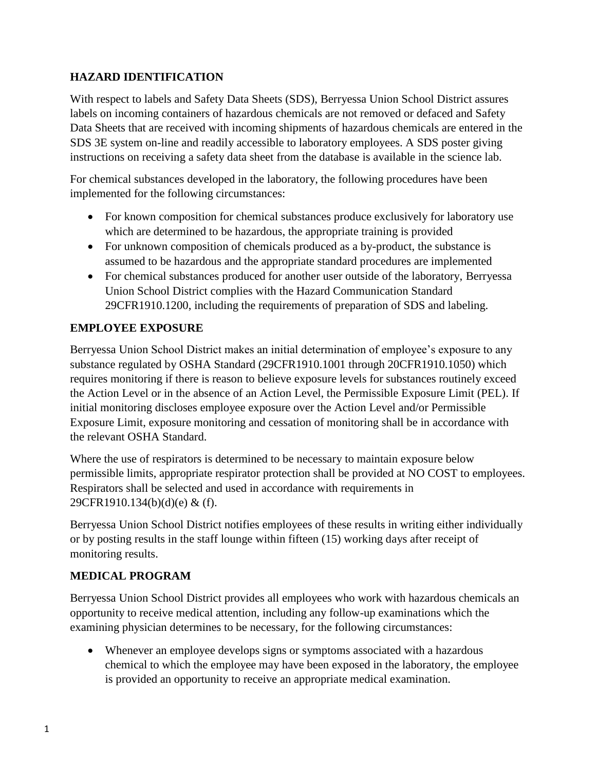## HAZARD IDENTIFICATION

With respect to labels and Safety Data Sheets (SDS), Berryessa Union School District assures labels on incoming containers of hazardous chemicals are not removed or defaced and Safety Data Sheets that are received with incoming shipments of hazardous chemicals are entered in the SDS 3E system on-line and readily accessible to laboratory employees. A SDS poster giving instructions on receiving a safety data sheet from the database is available in the science lab.

For chemical substances developed in the laboratory, the following procedures have been implemented for the following circumstances:

- For known composition for chemical substances produce exclusively for laboratory use which are determined to be hazardous, the appropriate training is provided
- For unknown composition of chemicals produced as a by-product, the substance is assumed to be hazardous and the appropriate standard procedures are implemented
- For chemical substances produced for another user outside of the laboratory, Berryessa Union School District complies with the Hazard Communication Standard 29CFR1910.1200, including the requirements of preparation of SDS and labeling.

## EMPLOYEE EXPOSURE

Berryessa Union School District makes an initial determination of employee's exposure to any substance regulated by OSHA Standard (29CFR1910.1001 through 20CFR1910.1050) which requires monitoring if there is reason to believe exposure levels for substances routinely exceed the Action Level or in the absence of an Action Level, the Permissible Exposure Limit (PEL). If initial monitoring discloses employee exposure over the Action Level and/or Permissible Exposure Limit, exposure monitoring and cessation of monitoring shall be in accordance with the relevant OSHA Standard.

Where the use of respirators is determined to be necessary to maintain exposure below permissible limits, appropriate respirator protection shall be provided at NO COST to employees. Respirators shall be selected and used in accordance with requirements in 29CFR1910.134(b)(d)(e) & (f).

Berryessa Union School District notifies employees of these results in writing either individually or by posting results in the staff lounge within fifteen (15) working days after receipt of monitoring results.

## MEDICAL PROGRAM

Berryessa Union School District provides all employees who work with hazardous chemicals an opportunity to receive medical attention, including any follow-up examinations which the examining physician determines to be necessary, for the following circumstances:

- Whenever an employee develops signs or symptoms associated with a hazardous chemical to which the employee may have been exposed in the laboratory, the employee is provided an opportunity to receive an appropriate medical examination.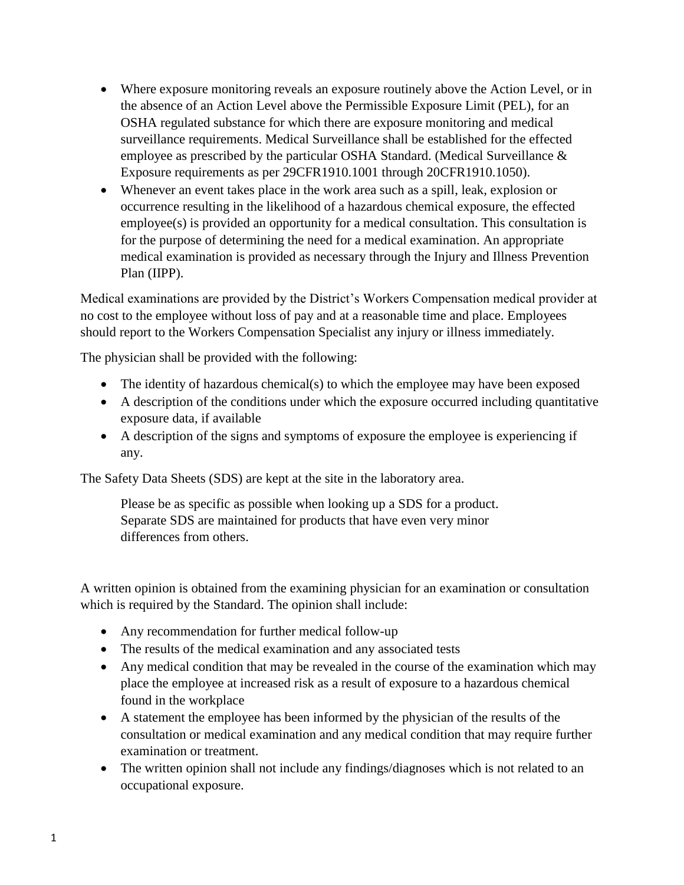- Where exposure monitoring reveals an exposure routinely above the Action Level, or in the absence of an Action Level above the Permissible Exposure Limit (PEL), for an OSHA regulated substance for which there are exposure monitoring and medical surveillance requirements. Medical Surveillance shall be established for the effected employee as prescribed by the particular OSHA Standard. (Medical Surveillance & Exposure requirements as per 29CFR1910.1001 through 20CFR1910.1050).
- Whenever an event takes place in the work area such as a spill, leak, explosion or occurrence resulting in the likelihood of a hazardous chemical exposure, the effected employee(s) is provided an opportunity for a medical consultation. This consultation is for the purpose of determining the need for a medical examination. An appropriate medical examination is provided as necessary through the Injury and Illness Prevention Plan (IIPP).

Medical examinations are provided by the District's Workers Compensation medical provider at no cost to the employee without loss of pay and at a reasonable time and place. Employees should report to the Workers Compensation Specialist any injury or illness immediately.

The physician shall be provided with the following:

- The identity of hazardous chemical(s) to which the employee may have been exposed
- A description of the conditions under which the exposure occurred including quantitative exposure data, if available
- A description of the signs and symptoms of exposure the employee is experiencing if any.

The Safety Data Sheets (SDS) are kept at the site in the laboratory area.

> Please be as specific as possible when looking up a SDS for a product. Separate SDS are maintained for products that have even very minor differences from others.

A written opinion is obtained from the examining physician for an examination or consultation which is required by the Standard. The opinion shall include:

- Any recommendation for further medical follow-up
- The results of the medical examination and any associated tests
- Any medical condition that may be revealed in the course of the examination which may place the employee at increased risk as a result of exposure to a hazardous chemical found in the workplace
- A statement the employee has been informed by the physician of the results of the consultation or medical examination and any medical condition that may require further examination or treatment.
- The written opinion shall not include any findings/diagnoses which is not related to an occupational exposure.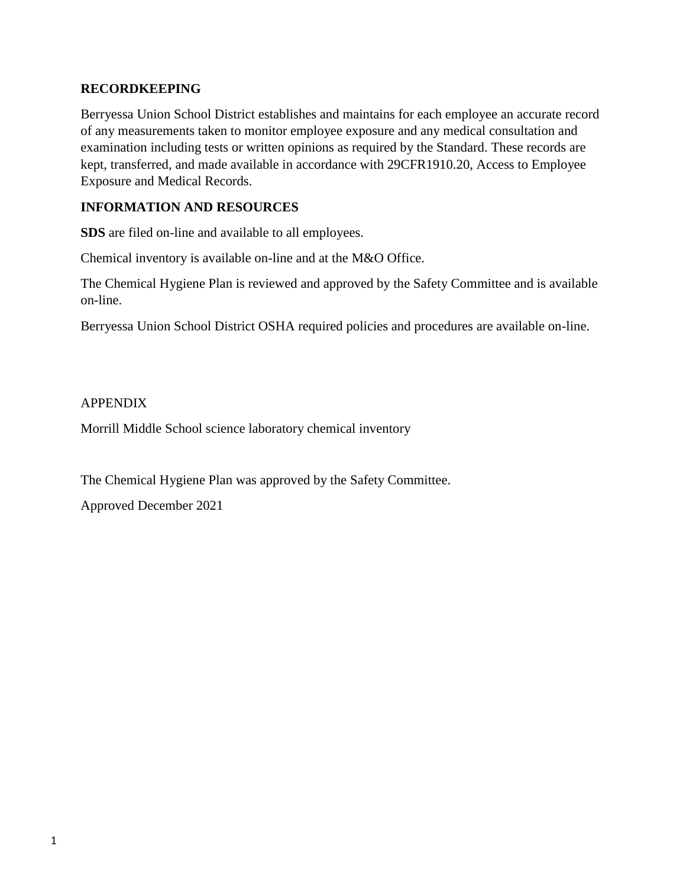## RECORDKEEPING

Berryessa Union School District establishes and maintains for each employee an accurate record of any measurements taken to monitor employee exposure and any medical consultation and examination including tests or written opinions as required by the Standard. These records are kept, transferred, and made available in accordance with 29CFR1910.20, Access to Employee Exposure and Medical Records.

## INFORMATION AND RESOURCES

**SDS** are filed on-line and available to all employees.

Chemical inventory is available on-line and at the M&O Office.

The Chemical Hygiene Plan is reviewed and approved by the Safety Committee and is available on-line.

Berryessa Union School District OSHA required policies and procedures are available on-line.

APPENDIX

Morrill Middle School science laboratory chemical inventory

The Chemical Hygiene Plan was approved by the Safety Committee.

Approved December 2021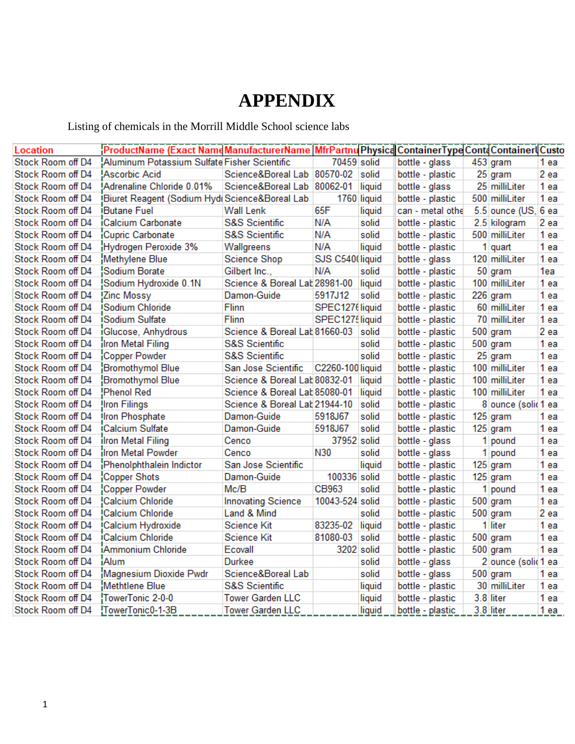# APPENDIX

Listing of chemicals in the Morrill Middle School science labs

| Location | ProductName (Exact Name | ManufacturerName | MfrPartnu | Physica | ContainerType | Conta | Container | Custo |
|---|---|---|---|---|---|---|---|---|
| Stock Room off D4 | Aluminum Potassium Sulfate | Fisher Scientific | 70459 | solid | bottle - glass | 453 | gram | 1 ea |
| Stock Room off D4 | Ascorbic Acid | Science&Boreal Lab | 80570-02 | solid | bottle - plastic | 25 | gram | 2 ea |
| Stock Room off D4 | Adrenaline Chloride 0.01% | Science&Boreal Lab | 80062-01 | liquid | bottle - glass | 25 | milliLiter | 1 ea |
| Stock Room off D4 | Biuret Reagent (Sodium Hyd | Science&Boreal Lab | 1760 | liquid | bottle - plastic | 500 | milliLiter | 1 ea |
| Stock Room off D4 | Butane Fuel | Wall Lenk | 65F | liquid | can - metal othe | 5.5 | ounce (US, | 6 ea |
| Stock Room off D4 | Calcium Carbonate | S&S Scientific | N/A | solid | bottle - plastic | 2.5 | kilogram | 2 ea |
| Stock Room off D4 | Cupric Carbonate | S&S Scientific | N/A | solid | bottle - plastic | 500 | milliLiter | 1 ea |
| Stock Room off D4 | Hydrogen Peroxide 3% | Wallgreens | N/A | liquid | bottle - plastic | 1 | quart | 1 ea |
| Stock Room off D4 | Methylene Blue | Science Shop | SJS C540( | liquid | bottle - glass | 120 | milliLiter | 1 ea |
| Stock Room off D4 | Sodium Borate | Gilbert Inc., | N/A | solid | bottle - plastic | 50 | gram | 1ea |
| Stock Room off D4 | Sodium Hydroxide 0.1N | Science & Boreal Lat | 28981-00 | liquid | bottle - plastic | 100 | milliLiter | 1 ea |
| Stock Room off D4 | Zinc Mossy | Damon-Guide | 5917J12 | solid | bottle - plastic | 226 | gram | 1 ea |
| Stock Room off D4 | Sodium Chloride | Flinn | SPEC127( | liquid | bottle - plastic | 60 | milliLiter | 1 ea |
| Stock Room off D4 | Sodium Sulfate | Flinn | SPEC127! | liquid | bottle - plastic | 70 | milliLiter | 1 ea |
| Stock Room off D4 | Glucose, Anhydrous | Science & Boreal Lat | 81660-03 | solid | bottle - plastic | 500 | gram | 2 ea |
| Stock Room off D4 | Iron Metal Filing | S&S Scientific | | solid | bottle - plastic | 500 | gram | 1 ea |
| Stock Room off D4 | Copper Powder | S&S Scientific | | solid | bottle - plastic | 25 | gram | 1 ea |
| Stock Room off D4 | Bromothymol Blue | San Jose Scientific | C2260-100 | liquid | bottle - plastic | 100 | milliLiter | 1 ea |
| Stock Room off D4 | Bromothymol Blue | Science & Boreal Lat | 80832-01 | liquid | bottle - plastic | 100 | milliLiter | 1 ea |
| Stock Room off D4 | Phenol Red | Science & Boreal Lat | 85080-01 | liquid | bottle - plastic | 100 | milliLiter | 1 ea |
| Stock Room off D4 | Iron Filings | Science & Boreal Lat | 21944-10 | solid | bottle - plastic | 8 | ounce (solid | 1 ea |
| Stock Room off D4 | Iron Phosphate | Damon-Guide | 5918J67 | solid | bottle - plastic | 125 | gram | 1 ea |
| Stock Room off D4 | Calcium Sulfate | Damon-Guide | 5918J67 | solid | bottle - plastic | 125 | gram | 1 ea |
| Stock Room off D4 | Iron Metal Filing | Cenco | 37952 | solid | bottle - glass | 1 | pound | 1 ea |
| Stock Room off D4 | Iron Metal Powder | Cenco | N30 | solid | bottle - glass | 1 | pound | 1 ea |
| Stock Room off D4 | Phenolphthalein Indictor | San Jose Scientific | | liquid | bottle - plastic | 125 | gram | 1 ea |
| Stock Room off D4 | Copper Shots | Damon-Guide | 100336 | solid | bottle - plastic | 125 | gram | 1 ea |
| Stock Room off D4 | Copper Powder | Mc/B | CB963 | solid | bottle - plastic | 1 | pound | 1 ea |
| Stock Room off D4 | Calcium Chloride | Innovating Science | 10043-524 | solid | bottle - plastic | 500 | gram | 1 ea |
| Stock Room off D4 | Calcium Chloride | Land & Mind | | solid | bottle - plastic | 500 | gram | 2 ea |
| Stock Room off D4 | Calcium Hydroxide | Science Kit | 83235-02 | liquid | bottle - plastic | 1 | liter | 1 ea |
| Stock Room off D4 | Calcium Chloride | Science Kit | 81080-03 | solid | bottle - plastic | 500 | gram | 1 ea |
| Stock Room off D4 | Ammonium Chloride | Ecovall | 3202 | solid | bottle - plastic | 500 | gram | 1 ea |
| Stock Room off D4 | Alum | Durkee | | solid | bottle - glass | 2 | ounce (solid | 1 ea |
| Stock Room off D4 | Magnesium Dioxide Pwdr | Science&Boreal Lab | | solid | bottle - glass | 500 | gram | 1 ea |
| Stock Room off D4 | Methtlene Blue | S&S Scientific | | liquid | bottle - plastic | 30 | milliLiter | 1 ea |
| Stock Room off D4 | TowerTonic 2-0-0 | Tower Garden LLC | | liquid | bottle - plastic | 3.8 | liter | 1 ea |
| Stock Room off D4 | TowerTonic0-1-3B | Tower Garden LLC | | liquid | bottle - plastic | 3.8 | liter | 1 ea |